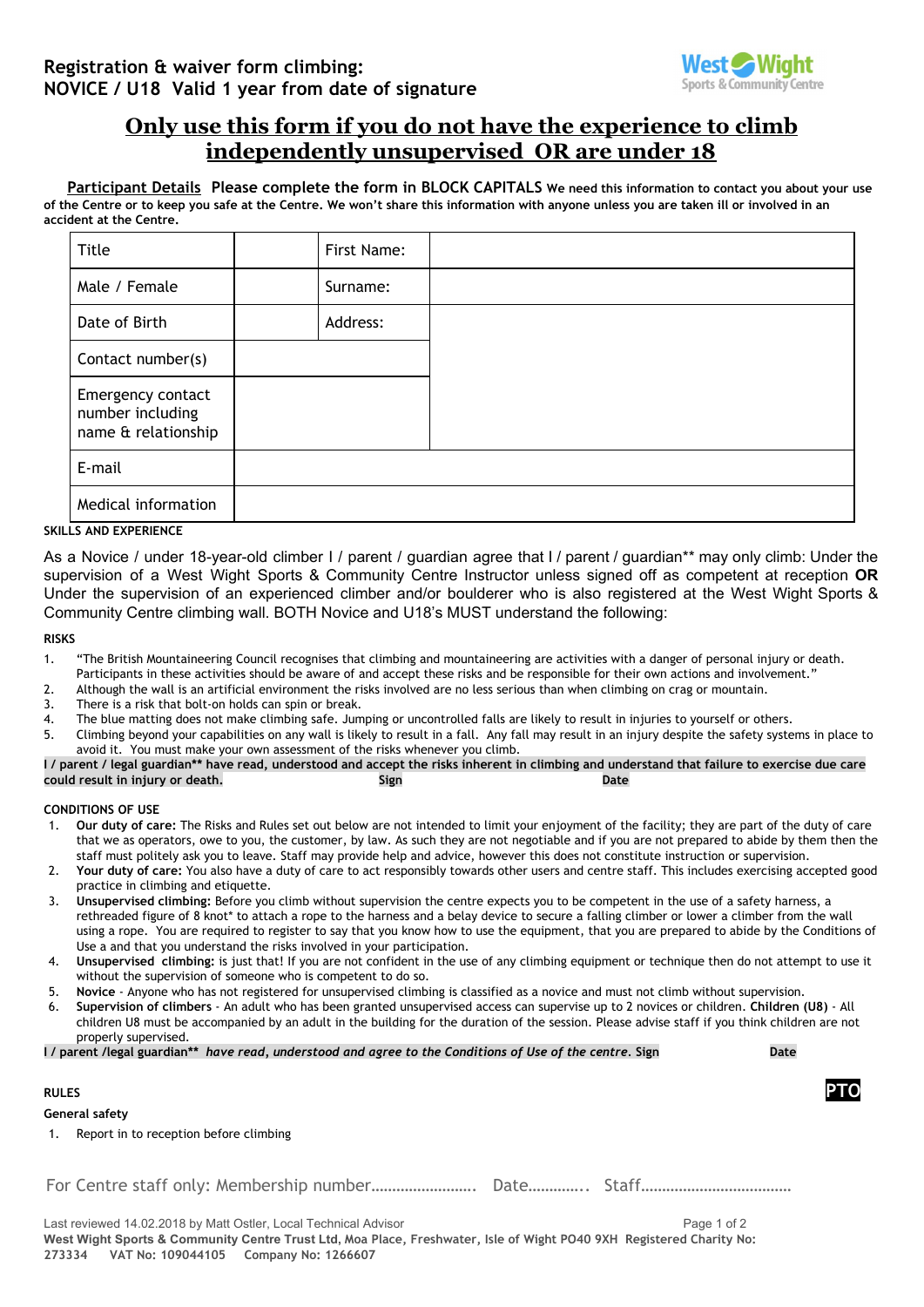## Registration & waiver form climbing:
## NOVICE / U18 Valid 1 year from date of signature

West Wight Sports & Community Centre

# Only use this form if you do not have the experience to climb independently unsupervised OR are under 18

**Participant Details** **Please complete the form in BLOCK CAPITALS** **We need this information to contact you about your use of the Centre or to keep you safe at the Centre. We won't share this information with anyone unless you are taken ill or involved in an accident at the Centre.**

| Title | | First Name: | |
|---|---|---|---|
| Male / Female | | Surname: | |
| Date of Birth | | Address: | |
| Contact number(s) | | | |
| Emergency contact number including name & relationship | | | |
| E-mail | | | |
| Medical information | | | |

**SKILLS AND EXPERIENCE**

As a Novice / under 18-year-old climber I / parent / guardian agree that I / parent / guardian** may only climb: Under the supervision of a West Wight Sports & Community Centre Instructor unless signed off as competent at reception **OR** Under the supervision of an experienced climber and/or boulderer who is also registered at the West Wight Sports & Community Centre climbing wall. BOTH Novice and U18's MUST understand the following:

**RISKS**

1. "The British Mountaineering Council recognises that climbing and mountaineering are activities with a danger of personal injury or death. Participants in these activities should be aware of and accept these risks and be responsible for their own actions and involvement."
2. Although the wall is an artificial environment the risks involved are no less serious than when climbing on crag or mountain.
3. There is a risk that bolt-on holds can spin or break.
4. The blue matting does not make climbing safe. Jumping or uncontrolled falls are likely to result in injuries to yourself or others.
5. Climbing beyond your capabilities on any wall is likely to result in a fall. Any fall may result in an injury despite the safety systems in place to avoid it. You must make your own assessment of the risks whenever you climb.

**I / parent / legal guardian** have read, understood and accept the risks inherent in climbing and understand that failure to exercise due care could result in injury or death.** **Sign** **Date**

**CONDITIONS OF USE**

1. **Our duty of care:** The Risks and Rules set out below are not intended to limit your enjoyment of the facility; they are part of the duty of care that we as operators, owe to you, the customer, by law. As such they are not negotiable and if you are not prepared to abide by them then the staff must politely ask you to leave. Staff may provide help and advice, however this does not constitute instruction or supervision.
2. **Your duty of care:** You also have a duty of care to act responsibly towards other users and centre staff. This includes exercising accepted good practice in climbing and etiquette.
3. **Unsupervised climbing:** Before you climb without supervision the centre expects you to be competent in the use of a safety harness, a rethreaded figure of 8 knot* to attach a rope to the harness and a belay device to secure a falling climber or lower a climber from the wall using a rope. You are required to register to say that you know how to use the equipment, that you are prepared to abide by the Conditions of Use a and that you understand the risks involved in your participation.
4. **Unsupervised climbing:** is just that! If you are not confident in the use of any climbing equipment or technique then do not attempt to use it without the supervision of someone who is competent to do so.
5. **Novice** - Anyone who has not registered for unsupervised climbing is classified as a novice and must not climb without supervision.
6. **Supervision of climbers** - An adult who has been granted unsupervised access can supervise up to 2 novices or children. **Children (U8)** - All children U8 must be accompanied by an adult in the building for the duration of the session. Please advise staff if you think children are not properly supervised.

**I / parent /legal guardian*** ***have read, understood and agree to the Conditions of Use of the centre.*** **Sign** **Date**

**PTO**

**RULES**

**General safety**

1. Report in to reception before climbing

For Centre staff only: Membership number……………………. Date………….. Staff………………………………

Last reviewed 14.02.2018 by Matt Ostler, Local Technical Advisor

**West Wight Sports & Community Centre Trust Ltd, Moa Place, Freshwater, Isle of Wight PO40 9XH Registered Charity No: 273334 VAT No: 109044105 Company No: 1266607**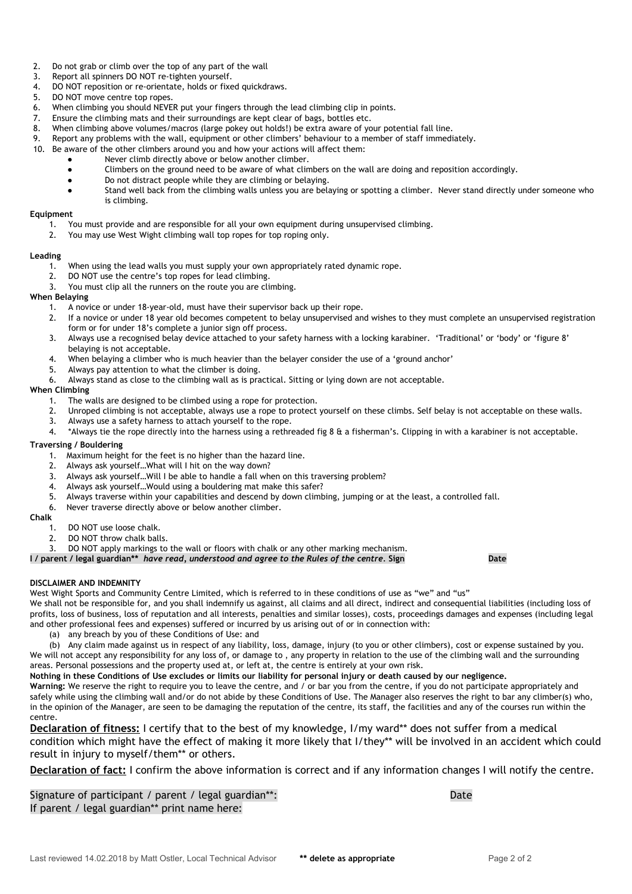2. Do not grab or climb over the top of any part of the wall
3. Report all spinners DO NOT re-tighten yourself.
4. DO NOT reposition or re-orientate, holds or fixed quickdraws.
5. DO NOT move centre top ropes.
6. When climbing you should NEVER put your fingers through the lead climbing clip in points.
7. Ensure the climbing mats and their surroundings are kept clear of bags, bottles etc.
8. When climbing above volumes/macros (large pokey out holds!) be extra aware of your potential fall line.
9. Report any problems with the wall, equipment or other climbers' behaviour to a member of staff immediately.
10. Be aware of the other climbers around you and how your actions will affect them:
    - Never climb directly above or below another climber.
    - Climbers on the ground need to be aware of what climbers on the wall are doing and reposition accordingly.
    - Do not distract people while they are climbing or belaying.
    - Stand well back from the climbing walls unless you are belaying or spotting a climber. Never stand directly under someone who is climbing.

**Equipment**

1. You must provide and are responsible for all your own equipment during unsupervised climbing.
2. You may use West Wight climbing wall top ropes for top roping only.

**Leading**

1. When using the lead walls you must supply your own appropriately rated dynamic rope.
2. DO NOT use the centre's top ropes for lead climbing.
3. You must clip all the runners on the route you are climbing.

**When Belaying**

1. A novice or under 18-year-old, must have their supervisor back up their rope.
2. If a novice or under 18 year old becomes competent to belay unsupervised and wishes to they must complete an unsupervised registration form or for under 18's complete a junior sign off process.
3. Always use a recognised belay device attached to your safety harness with a locking karabiner. 'Traditional' or 'body' or 'figure 8' belaying is not acceptable.
4. When belaying a climber who is much heavier than the belayer consider the use of a 'ground anchor'
5. Always pay attention to what the climber is doing.
6. Always stand as close to the climbing wall as is practical. Sitting or lying down are not acceptable.

**When Climbing**

1. The walls are designed to be climbed using a rope for protection.
2. Unroped climbing is not acceptable, always use a rope to protect yourself on these climbs. Self belay is not acceptable on these walls.
3. Always use a safety harness to attach yourself to the rope.
4. *Always tie the rope directly into the harness using a rethreaded fig 8 & a fisherman's. Clipping in with a karabiner is not acceptable.

**Traversing / Bouldering**

1. Maximum height for the feet is no higher than the hazard line.
2. Always ask yourself…What will I hit on the way down?
3. Always ask yourself…Will I be able to handle a fall when on this traversing problem?
4. Always ask yourself…Would using a bouldering mat make this safer?
5. Always traverse within your capabilities and descend by down climbing, jumping or at the least, a controlled fall.
6. Never traverse directly above or below another climber.

**Chalk**

1. DO NOT use loose chalk.
2. DO NOT throw chalk balls.
3. DO NOT apply markings to the wall or floors with chalk or any other marking mechanism.

**I / parent / legal guardian\*\*** ***have read, understood and agree to the Rules of the centre*. Sign** **Date**

**DISCLAIMER AND INDEMNITY**

West Wight Sports and Community Centre Limited, which is referred to in these conditions of use as "we" and "us"

We shall not be responsible for, and you shall indemnify us against, all claims and all direct, indirect and consequential liabilities (including loss of profits, loss of business, loss of reputation and all interests, penalties and similar losses), costs, proceedings damages and expenses (including legal and other professional fees and expenses) suffered or incurred by us arising out of or in connection with:

(a) any breach by you of these Conditions of Use: and

(b) Any claim made against us in respect of any liability, loss, damage, injury (to you or other climbers), cost or expense sustained by you.

We will not accept any responsibility for any loss of, or damage to , any property in relation to the use of the climbing wall and the surrounding areas. Personal possessions and the property used at, or left at, the centre is entirely at your own risk.

**Nothing in these Conditions of Use excludes or limits our liability for personal injury or death caused by our negligence.**

**Warning:** We reserve the right to require you to leave the centre, and / or bar you from the centre, if you do not participate appropriately and safely while using the climbing wall and/or do not abide by these Conditions of Use. The Manager also reserves the right to bar any climber(s) who, in the opinion of the Manager, are seen to be damaging the reputation of the centre, its staff, the facilities and any of the courses run within the centre.

**Declaration of fitness:** I certify that to the best of my knowledge, I/my ward\*\* does not suffer from a medical condition which might have the effect of making it more likely that I/they\*\* will be involved in an accident which could result in injury to myself/them\*\* or others.

**Declaration of fact:** I confirm the above information is correct and if any information changes I will notify the centre.

Signature of participant / parent / legal guardian\*\*: Date

If parent / legal guardian\*\* print name here:

Last reviewed 14.02.2018 by Matt Ostler, Local Technical Advisor **\*\* delete as appropriate**